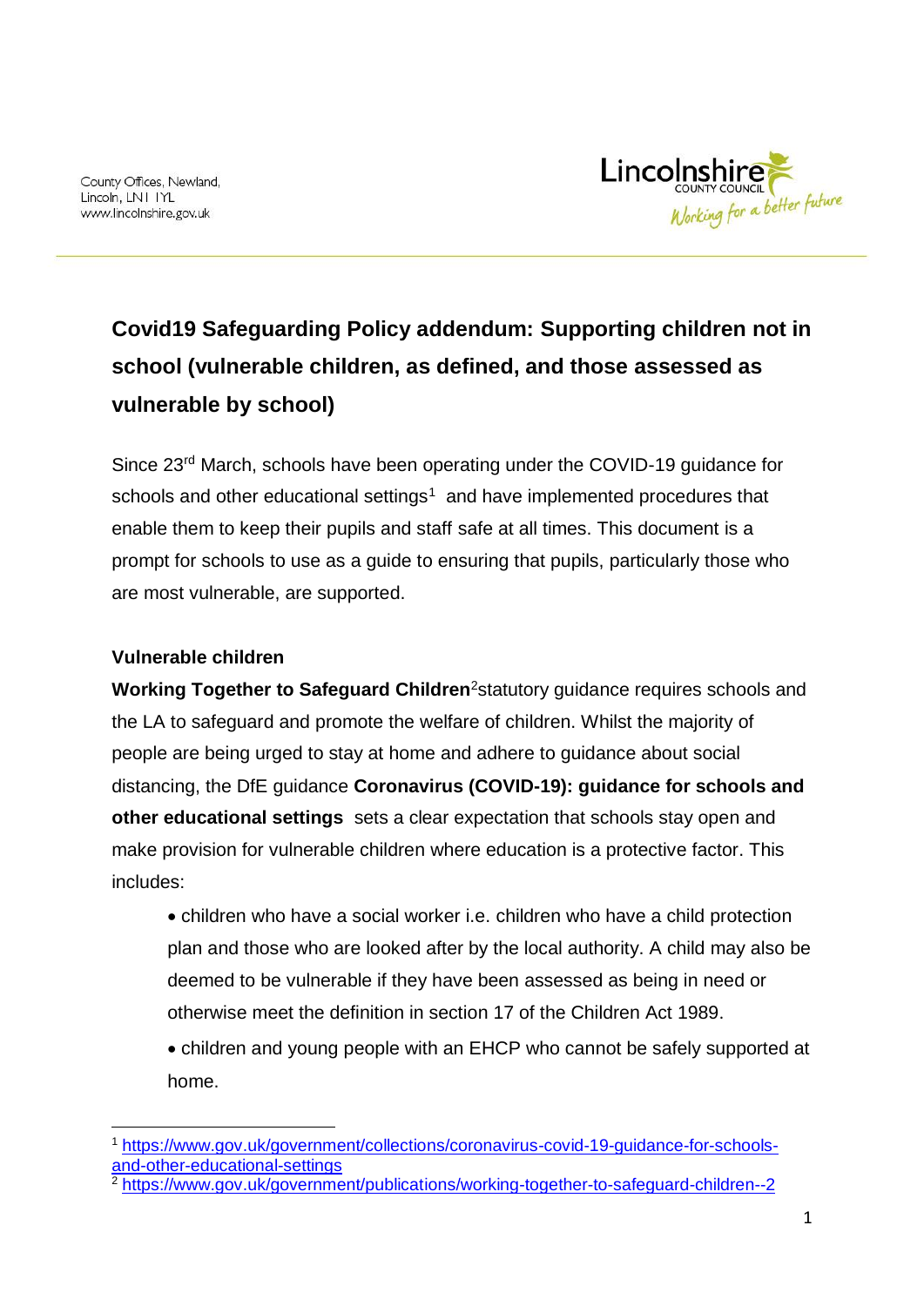County Offices, Newland,
Lincoln, LN1 1YL
www.lincolnshire.gov.uk

Lincolnshire COUNTY COUNCIL
Working for a better future

# Covid19 Safeguarding Policy addendum: Supporting children not in school (vulnerable children, as defined, and those assessed as vulnerable by school)

Since 23rd March, schools have been operating under the COVID-19 guidance for schools and other educational settings[1] and have implemented procedures that enable them to keep their pupils and staff safe at all times. This document is a prompt for schools to use as a guide to ensuring that pupils, particularly those who are most vulnerable, are supported.

## Vulnerable children

**Working Together to Safeguard Children**[2] statutory guidance requires schools and the LA to safeguard and promote the welfare of children. Whilst the majority of people are being urged to stay at home and adhere to guidance about social distancing, the DfE guidance **Coronavirus (COVID-19): guidance for schools and other educational settings** sets a clear expectation that schools stay open and make provision for vulnerable children where education is a protective factor. This includes:

- children who have a social worker i.e. children who have a child protection plan and those who are looked after by the local authority. A child may also be deemed to be vulnerable if they have been assessed as being in need or otherwise meet the definition in section 17 of the Children Act 1989.
- children and young people with an EHCP who cannot be safely supported at home.

---

[1] https://www.gov.uk/government/collections/coronavirus-covid-19-guidance-for-schools-and-other-educational-settings

[2] https://www.gov.uk/government/publications/working-together-to-safeguard-children--2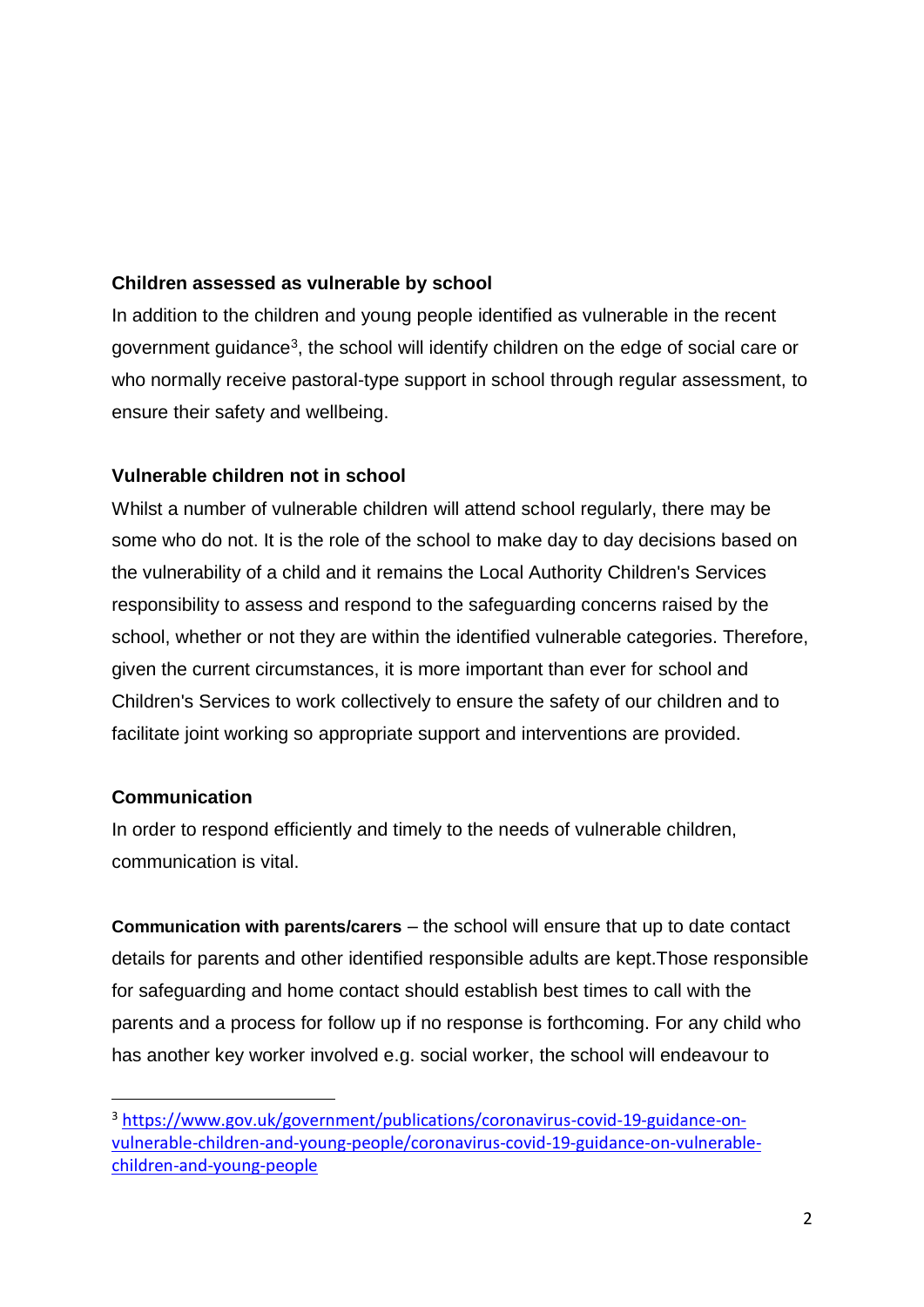### Children assessed as vulnerable by school

In addition to the children and young people identified as vulnerable in the recent government guidance[3], the school will identify children on the edge of social care or who normally receive pastoral-type support in school through regular assessment, to ensure their safety and wellbeing.

### Vulnerable children not in school

Whilst a number of vulnerable children will attend school regularly, there may be some who do not. It is the role of the school to make day to day decisions based on the vulnerability of a child and it remains the Local Authority Children's Services responsibility to assess and respond to the safeguarding concerns raised by the school, whether or not they are within the identified vulnerable categories. Therefore, given the current circumstances, it is more important than ever for school and Children's Services to work collectively to ensure the safety of our children and to facilitate joint working so appropriate support and interventions are provided.

### Communication

In order to respond efficiently and timely to the needs of vulnerable children, communication is vital.

**Communication with parents/carers** – the school will ensure that up to date contact details for parents and other identified responsible adults are kept.Those responsible for safeguarding and home contact should establish best times to call with the parents and a process for follow up if no response is forthcoming. For any child who has another key worker involved e.g. social worker, the school will endeavour to

---

[3] https://www.gov.uk/government/publications/coronavirus-covid-19-guidance-on-vulnerable-children-and-young-people/coronavirus-covid-19-guidance-on-vulnerable-children-and-young-people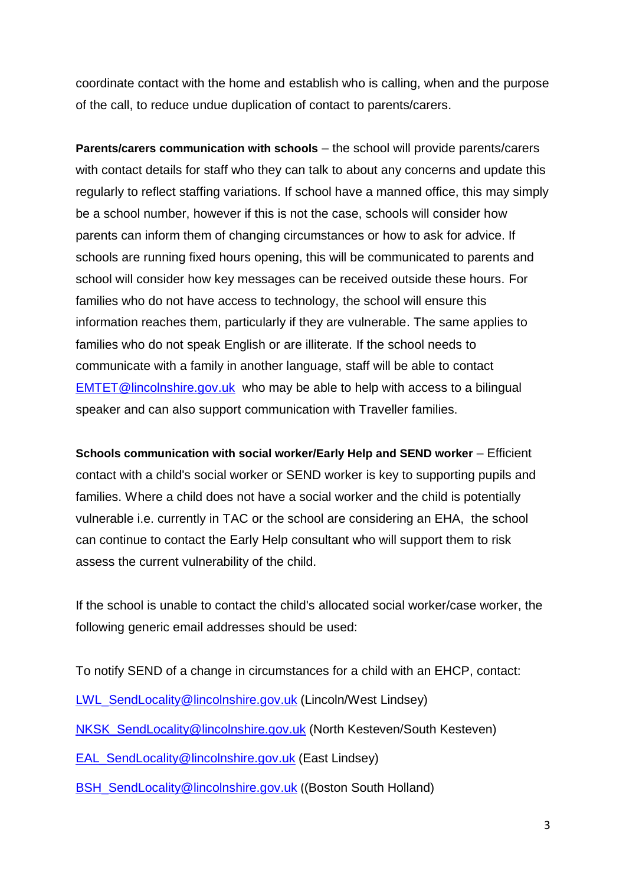coordinate contact with the home and establish who is calling, when and the purpose of the call, to reduce undue duplication of contact to parents/carers.

**Parents/carers communication with schools** – the school will provide parents/carers with contact details for staff who they can talk to about any concerns and update this regularly to reflect staffing variations. If school have a manned office, this may simply be a school number, however if this is not the case, schools will consider how parents can inform them of changing circumstances or how to ask for advice. If schools are running fixed hours opening, this will be communicated to parents and school will consider how key messages can be received outside these hours. For families who do not have access to technology, the school will ensure this information reaches them, particularly if they are vulnerable. The same applies to families who do not speak English or are illiterate. If the school needs to communicate with a family in another language, staff will be able to contact EMTET@lincolnshire.gov.uk who may be able to help with access to a bilingual speaker and can also support communication with Traveller families.

**Schools communication with social worker/Early Help and SEND worker** – Efficient contact with a child's social worker or SEND worker is key to supporting pupils and families. Where a child does not have a social worker and the child is potentially vulnerable i.e. currently in TAC or the school are considering an EHA, the school can continue to contact the Early Help consultant who will support them to risk assess the current vulnerability of the child.

If the school is unable to contact the child's allocated social worker/case worker, the following generic email addresses should be used:

To notify SEND of a change in circumstances for a child with an EHCP, contact:

LWL_SendLocality@lincolnshire.gov.uk (Lincoln/West Lindsey)

NKSK_SendLocality@lincolnshire.gov.uk (North Kesteven/South Kesteven)

EAL_SendLocality@lincolnshire.gov.uk (East Lindsey)

BSH_SendLocality@lincolnshire.gov.uk ((Boston South Holland)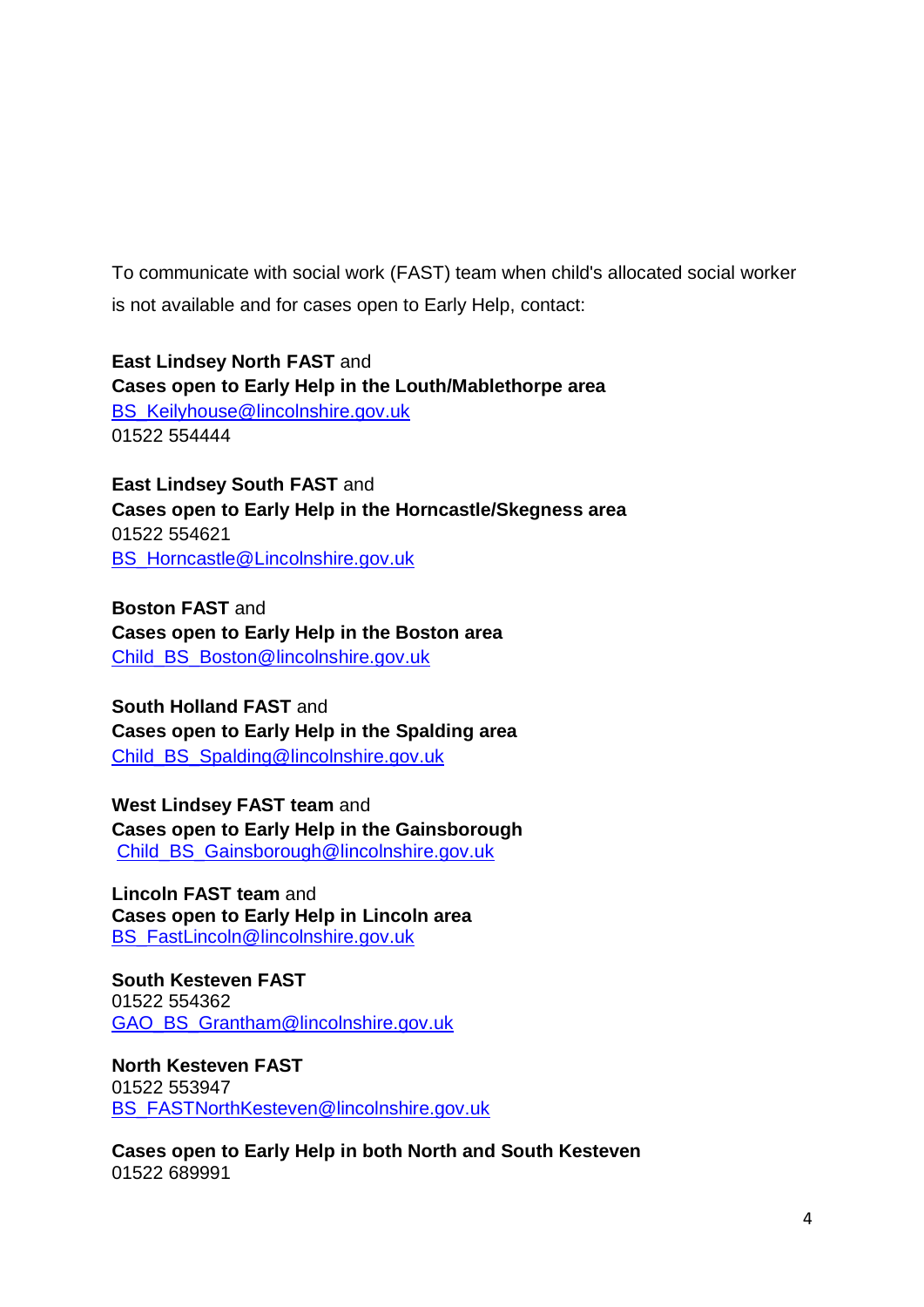To communicate with social work (FAST) team when child's allocated social worker is not available and for cases open to Early Help, contact:

**East Lindsey North FAST** and
**Cases open to Early Help in the Louth/Mablethorpe area**
BS_Keilyhouse@lincolnshire.gov.uk
01522 554444

**East Lindsey South FAST** and
**Cases open to Early Help in the Horncastle/Skegness area**
01522 554621
BS_Horncastle@Lincolnshire.gov.uk

**Boston FAST** and
**Cases open to Early Help in the Boston area**
Child_BS_Boston@lincolnshire.gov.uk

**South Holland FAST** and
**Cases open to Early Help in the Spalding area**
Child_BS_Spalding@lincolnshire.gov.uk

**West Lindsey FAST team** and
**Cases open to Early Help in the Gainsborough**
Child_BS_Gainsborough@lincolnshire.gov.uk

**Lincoln FAST team** and
**Cases open to Early Help in Lincoln area**
BS_FastLincoln@lincolnshire.gov.uk

**South Kesteven FAST**
01522 554362
GAO_BS_Grantham@lincolnshire.gov.uk

**North Kesteven FAST**
01522 553947
BS_FASTNorthKesteven@lincolnshire.gov.uk

**Cases open to Early Help in both North and South Kesteven**
01522 689991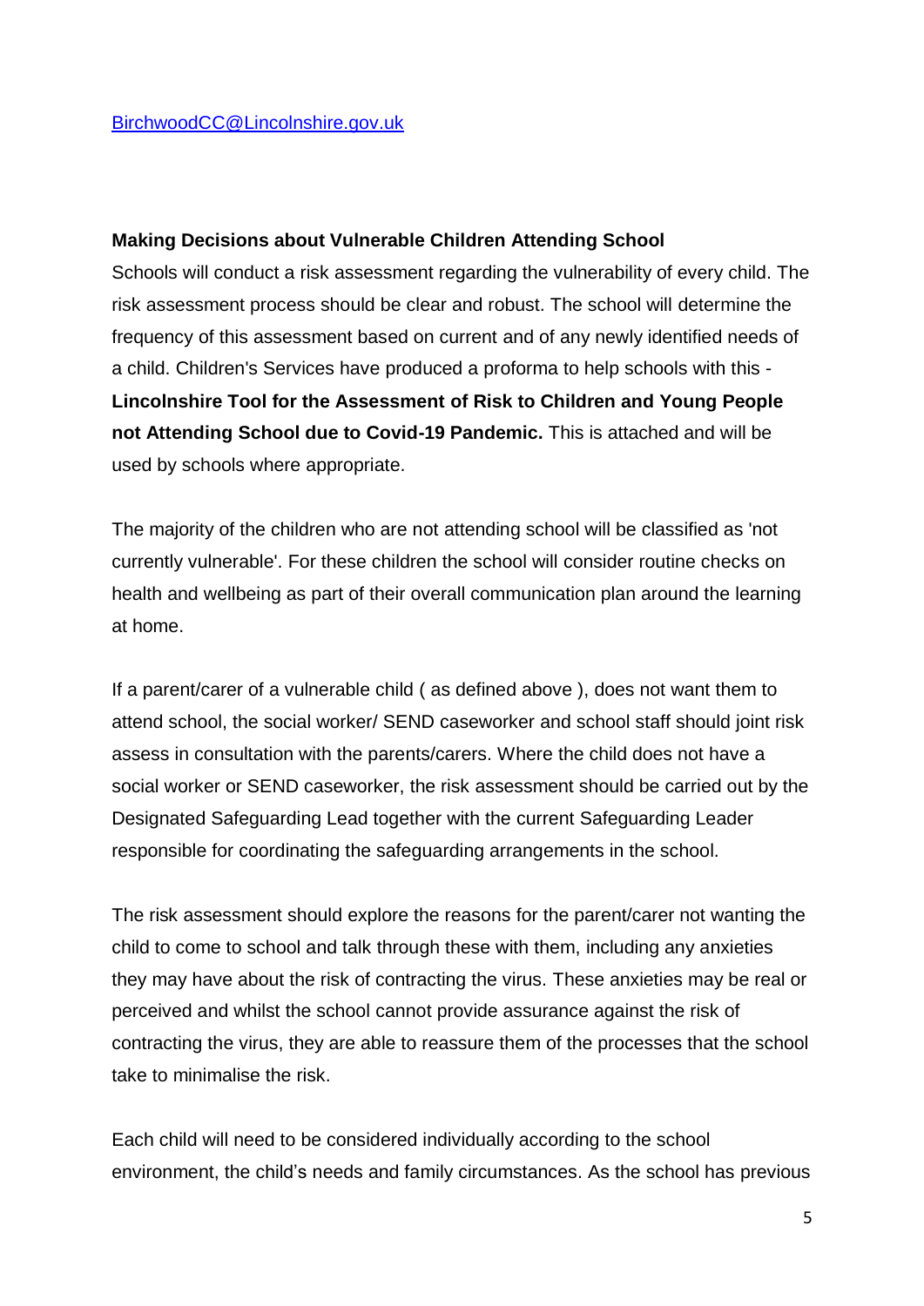BirchwoodCC@Lincolnshire.gov.uk

**Making Decisions about Vulnerable Children Attending School**

Schools will conduct a risk assessment regarding the vulnerability of every child. The risk assessment process should be clear and robust. The school will determine the frequency of this assessment based on current and of any newly identified needs of a child. Children's Services have produced a proforma to help schools with this - **Lincolnshire Tool for the Assessment of Risk to Children and Young People not Attending School due to Covid-19 Pandemic.** This is attached and will be used by schools where appropriate.

The majority of the children who are not attending school will be classified as 'not currently vulnerable'. For these children the school will consider routine checks on health and wellbeing as part of their overall communication plan around the learning at home.

If a parent/carer of a vulnerable child ( as defined above ), does not want them to attend school, the social worker/ SEND caseworker and school staff should joint risk assess in consultation with the parents/carers. Where the child does not have a social worker or SEND caseworker, the risk assessment should be carried out by the Designated Safeguarding Lead together with the current Safeguarding Leader responsible for coordinating the safeguarding arrangements in the school.

The risk assessment should explore the reasons for the parent/carer not wanting the child to come to school and talk through these with them, including any anxieties they may have about the risk of contracting the virus. These anxieties may be real or perceived and whilst the school cannot provide assurance against the risk of contracting the virus, they are able to reassure them of the processes that the school take to minimalise the risk.

Each child will need to be considered individually according to the school environment, the child's needs and family circumstances. As the school has previous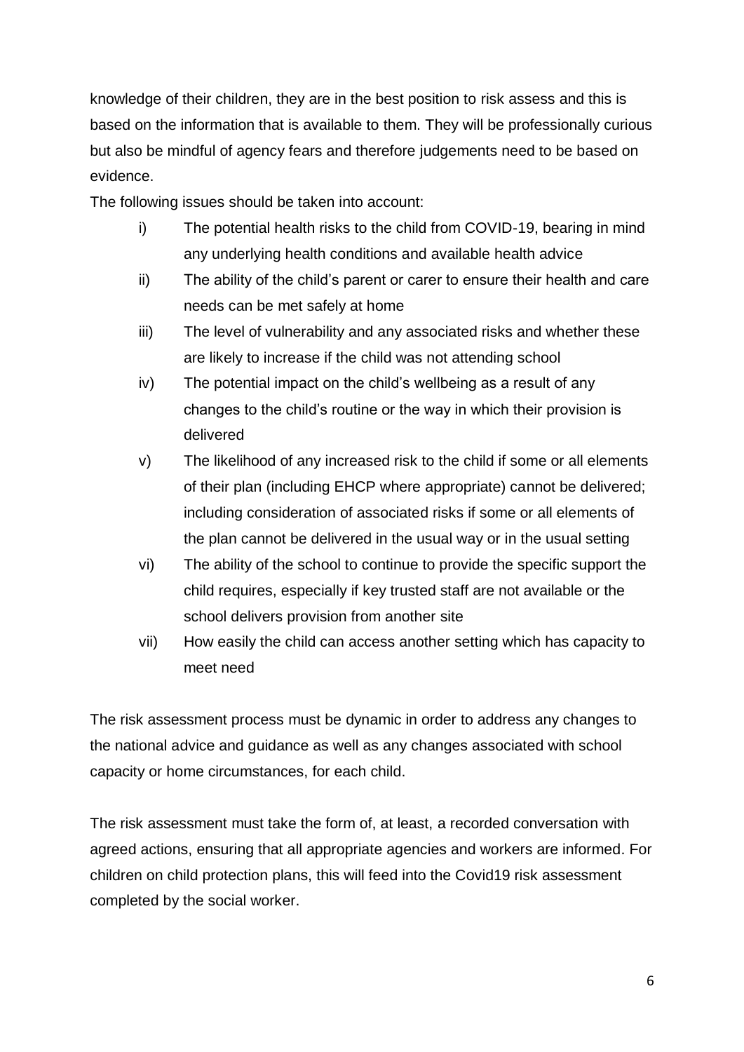knowledge of their children, they are in the best position to risk assess and this is based on the information that is available to them. They will be professionally curious but also be mindful of agency fears and therefore judgements need to be based on evidence.

The following issues should be taken into account:

i) The potential health risks to the child from COVID-19, bearing in mind any underlying health conditions and available health advice

ii) The ability of the child's parent or carer to ensure their health and care needs can be met safely at home

iii) The level of vulnerability and any associated risks and whether these are likely to increase if the child was not attending school

iv) The potential impact on the child's wellbeing as a result of any changes to the child's routine or the way in which their provision is delivered

v) The likelihood of any increased risk to the child if some or all elements of their plan (including EHCP where appropriate) cannot be delivered; including consideration of associated risks if some or all elements of the plan cannot be delivered in the usual way or in the usual setting

vi) The ability of the school to continue to provide the specific support the child requires, especially if key trusted staff are not available or the school delivers provision from another site

vii) How easily the child can access another setting which has capacity to meet need

The risk assessment process must be dynamic in order to address any changes to the national advice and guidance as well as any changes associated with school capacity or home circumstances, for each child.

The risk assessment must take the form of, at least, a recorded conversation with agreed actions, ensuring that all appropriate agencies and workers are informed. For children on child protection plans, this will feed into the Covid19 risk assessment completed by the social worker.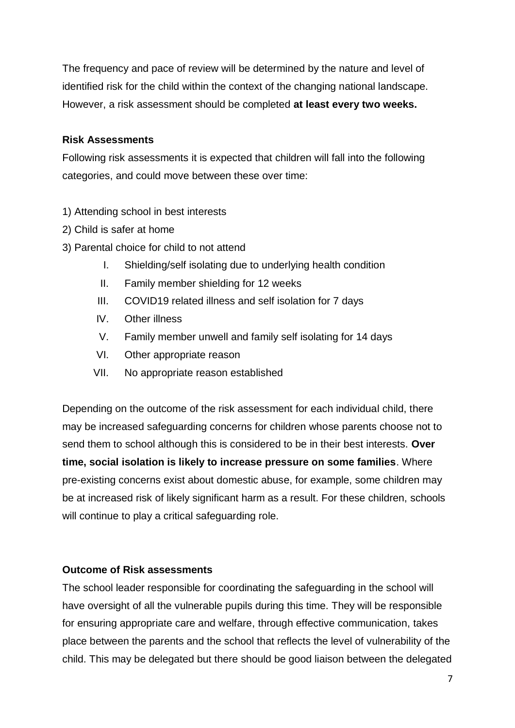The frequency and pace of review will be determined by the nature and level of identified risk for the child within the context of the changing national landscape. However, a risk assessment should be completed **at least every two weeks.**

**Risk Assessments**

Following risk assessments it is expected that children will fall into the following categories, and could move between these over time:

1) Attending school in best interests
2) Child is safer at home
3) Parental choice for child to not attend
   - I. Shielding/self isolating due to underlying health condition
   - II. Family member shielding for 12 weeks
   - III. COVID19 related illness and self isolation for 7 days
   - IV. Other illness
   - V. Family member unwell and family self isolating for 14 days
   - VI. Other appropriate reason
   - VII. No appropriate reason established

Depending on the outcome of the risk assessment for each individual child, there may be increased safeguarding concerns for children whose parents choose not to send them to school although this is considered to be in their best interests. **Over time, social isolation is likely to increase pressure on some families**. Where pre-existing concerns exist about domestic abuse, for example, some children may be at increased risk of likely significant harm as a result. For these children, schools will continue to play a critical safeguarding role.

**Outcome of Risk assessments**

The school leader responsible for coordinating the safeguarding in the school will have oversight of all the vulnerable pupils during this time. They will be responsible for ensuring appropriate care and welfare, through effective communication, takes place between the parents and the school that reflects the level of vulnerability of the child. This may be delegated but there should be good liaison between the delegated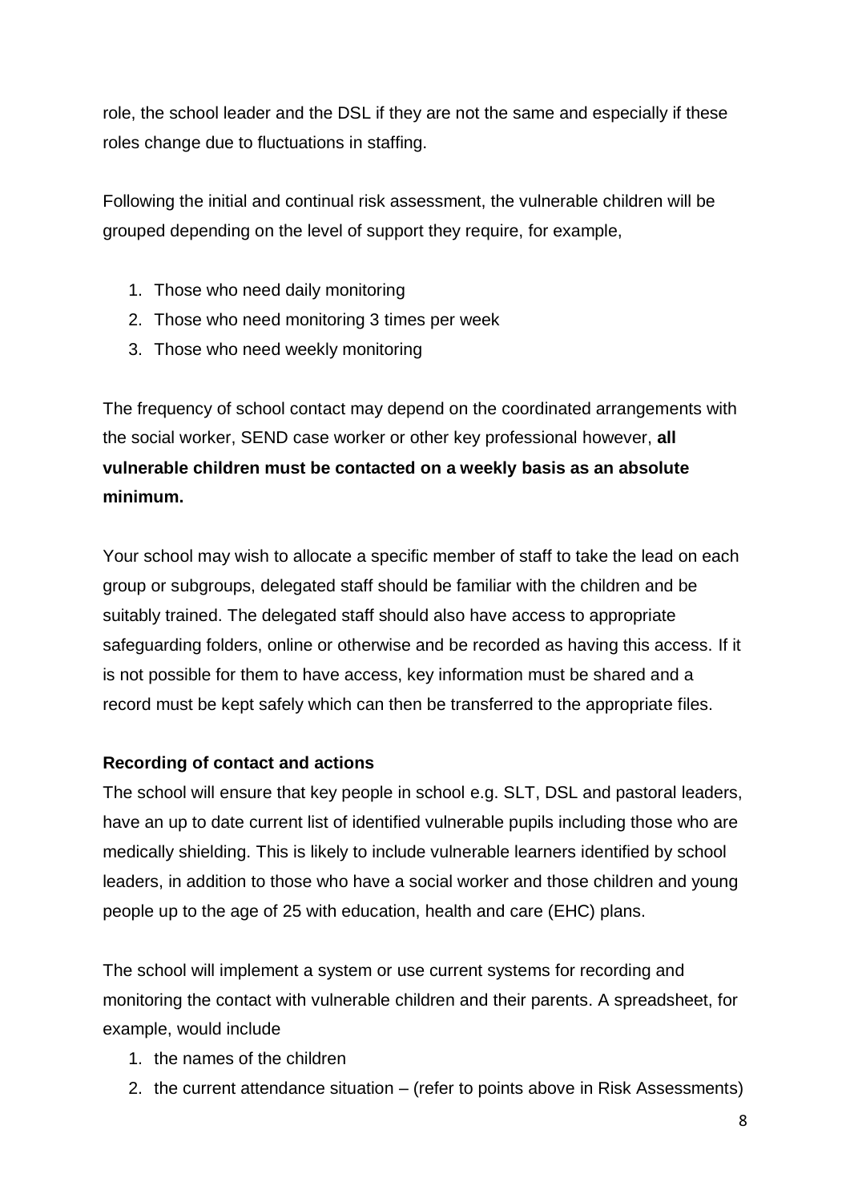role, the school leader and the DSL if they are not the same and especially if these roles change due to fluctuations in staffing.

Following the initial and continual risk assessment, the vulnerable children will be grouped depending on the level of support they require, for example,

1. Those who need daily monitoring
2. Those who need monitoring 3 times per week
3. Those who need weekly monitoring

The frequency of school contact may depend on the coordinated arrangements with the social worker, SEND case worker or other key professional however, **all vulnerable children must be contacted on a weekly basis as an absolute minimum.**

Your school may wish to allocate a specific member of staff to take the lead on each group or subgroups, delegated staff should be familiar with the children and be suitably trained. The delegated staff should also have access to appropriate safeguarding folders, online or otherwise and be recorded as having this access. If it is not possible for them to have access, key information must be shared and a record must be kept safely which can then be transferred to the appropriate files.

**Recording of contact and actions**

The school will ensure that key people in school e.g. SLT, DSL and pastoral leaders, have an up to date current list of identified vulnerable pupils including those who are medically shielding. This is likely to include vulnerable learners identified by school leaders, in addition to those who have a social worker and those children and young people up to the age of 25 with education, health and care (EHC) plans.

The school will implement a system or use current systems for recording and monitoring the contact with vulnerable children and their parents. A spreadsheet, for example, would include

1. the names of the children
2. the current attendance situation – (refer to points above in Risk Assessments)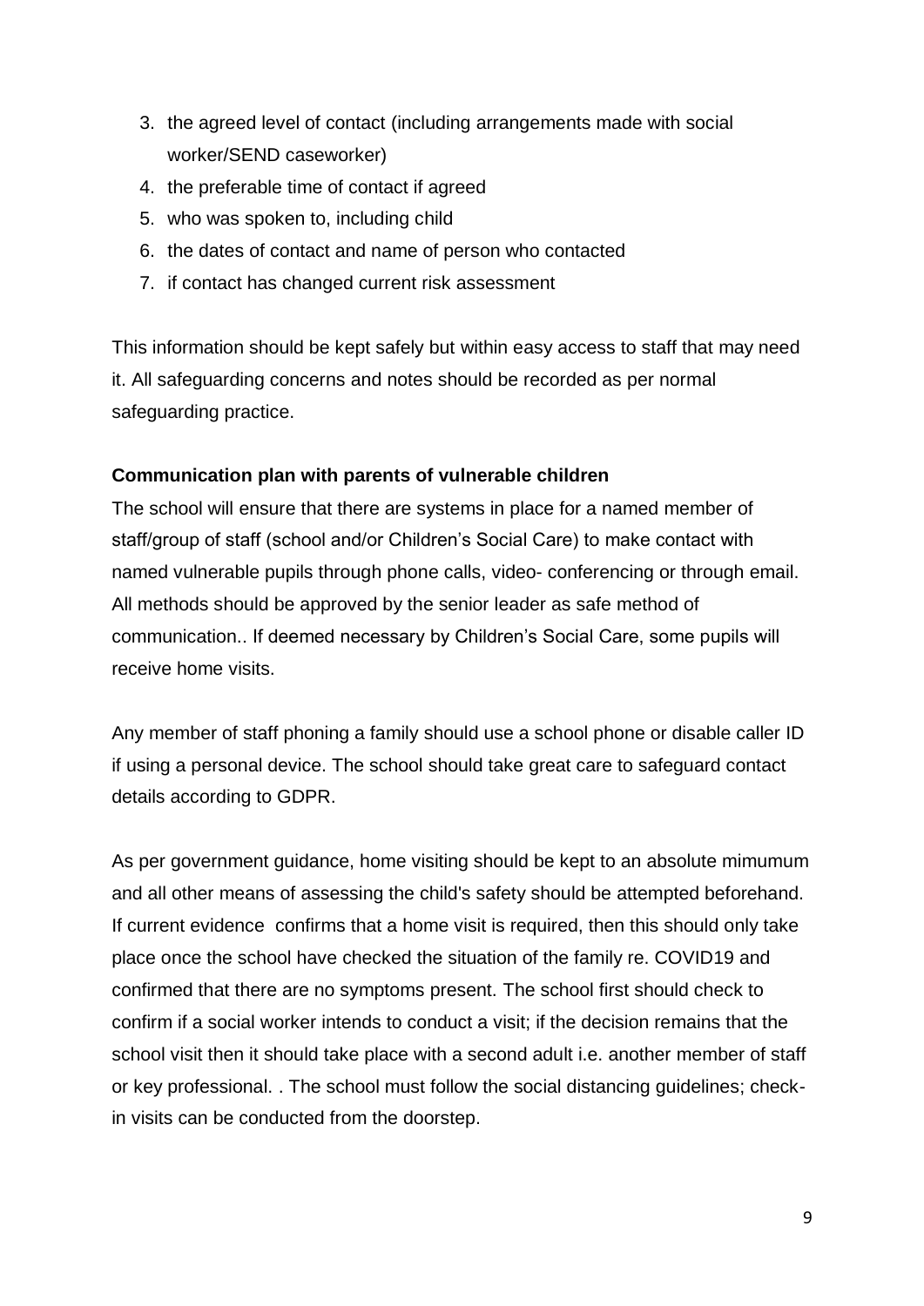3. the agreed level of contact (including arrangements made with social worker/SEND caseworker)
4. the preferable time of contact if agreed
5. who was spoken to, including child
6. the dates of contact and name of person who contacted
7. if contact has changed current risk assessment

This information should be kept safely but within easy access to staff that may need it. All safeguarding concerns and notes should be recorded as per normal safeguarding practice.

**Communication plan with parents of vulnerable children**

The school will ensure that there are systems in place for a named member of staff/group of staff (school and/or Children's Social Care) to make contact with named vulnerable pupils through phone calls, video- conferencing or through email. All methods should be approved by the senior leader as safe method of communication.. If deemed necessary by Children's Social Care, some pupils will receive home visits.

Any member of staff phoning a family should use a school phone or disable caller ID if using a personal device. The school should take great care to safeguard contact details according to GDPR.

As per government guidance, home visiting should be kept to an absolute mimumum and all other means of assessing the child's safety should be attempted beforehand. If current evidence confirms that a home visit is required, then this should only take place once the school have checked the situation of the family re. COVID19 and confirmed that there are no symptoms present. The school first should check to confirm if a social worker intends to conduct a visit; if the decision remains that the school visit then it should take place with a second adult i.e. another member of staff or key professional. . The school must follow the social distancing guidelines; check-in visits can be conducted from the doorstep.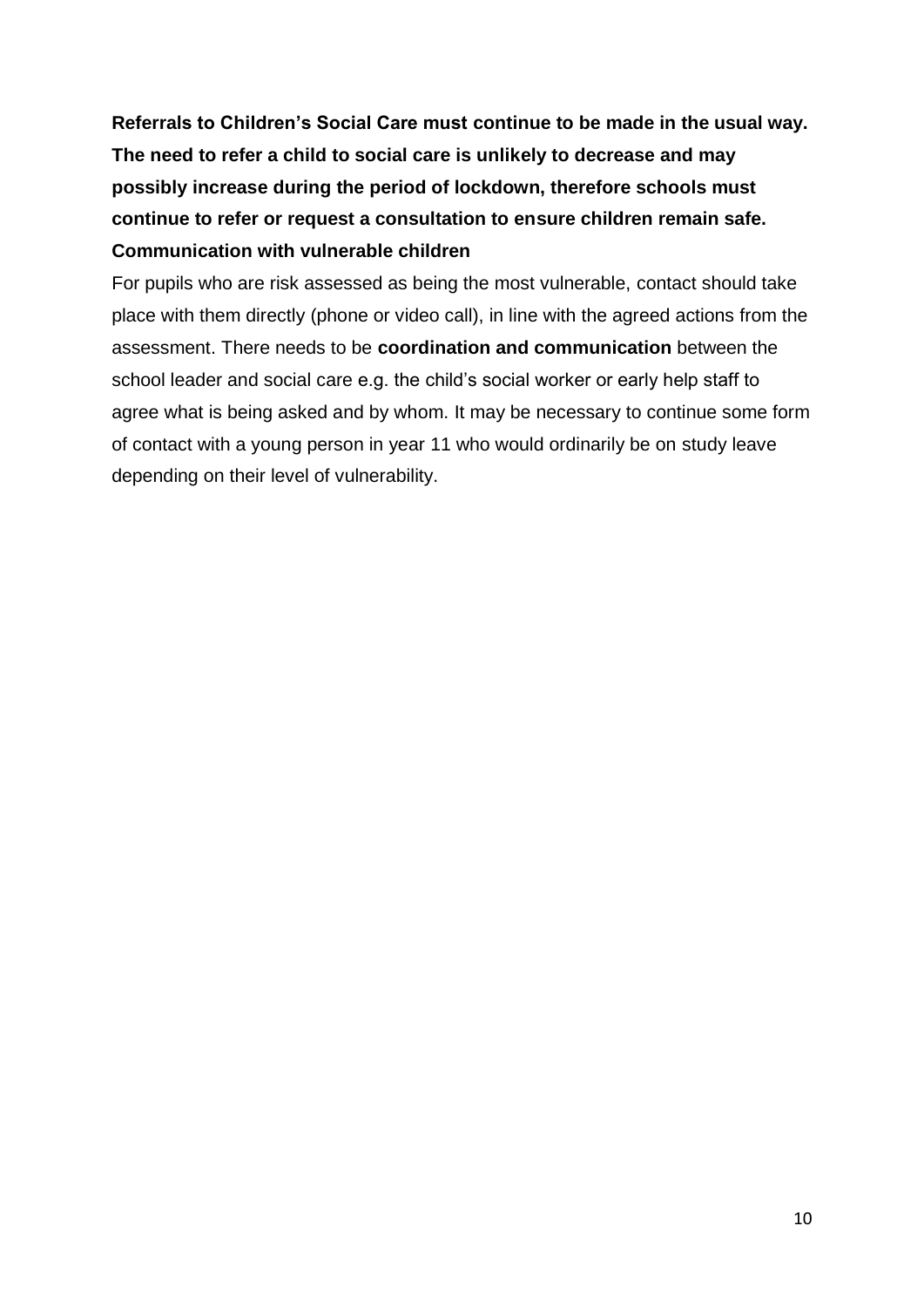**Referrals to Children's Social Care must continue to be made in the usual way. The need to refer a child to social care is unlikely to decrease and may possibly increase during the period of lockdown, therefore schools must continue to refer or request a consultation to ensure children remain safe.**

**Communication with vulnerable children**

For pupils who are risk assessed as being the most vulnerable, contact should take place with them directly (phone or video call), in line with the agreed actions from the assessment. There needs to be **coordination and communication** between the school leader and social care e.g. the child's social worker or early help staff to agree what is being asked and by whom. It may be necessary to continue some form of contact with a young person in year 11 who would ordinarily be on study leave depending on their level of vulnerability.